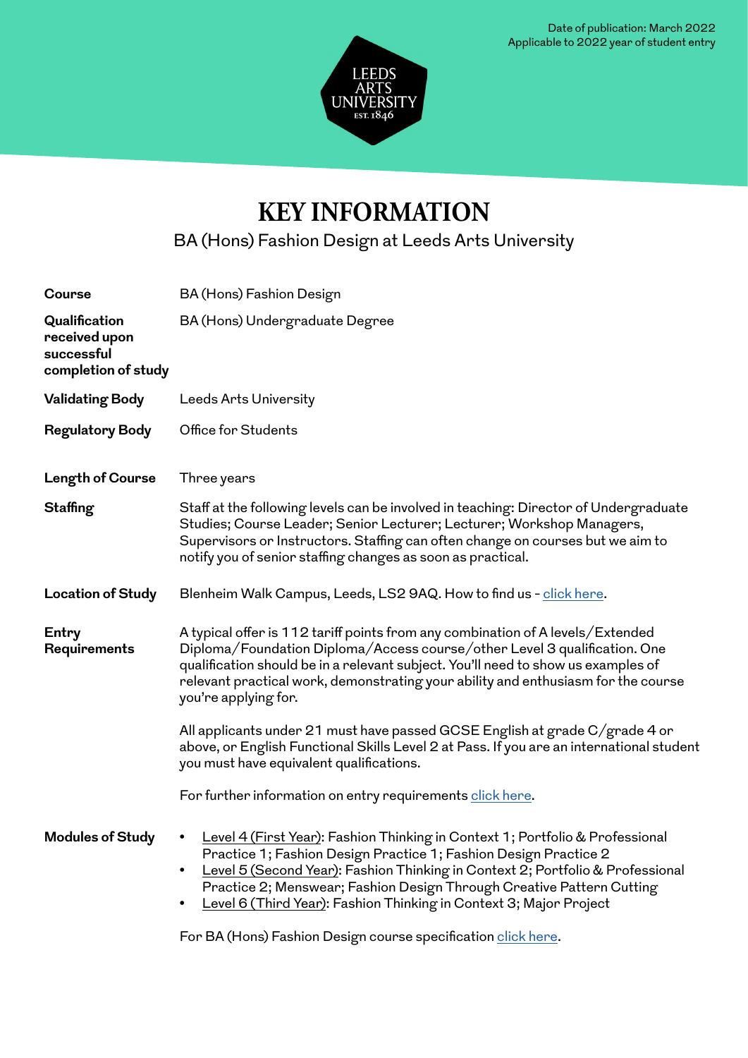Date of publication: March 2022
Applicable to 2022 year of student entry

LEEDS ARTS UNIVERSITY EST. 1846

# KEY INFORMATION

BA (Hons) Fashion Design at Leeds Arts University

| | |
|---|---|
| **Course** | BA (Hons) Fashion Design |
| **Qualification received upon successful completion of study** | BA (Hons) Undergraduate Degree |
| **Validating Body** | Leeds Arts University |
| **Regulatory Body** | Office for Students |
| **Length of Course** | Three years |
| **Staffing** | Staff at the following levels can be involved in teaching: Director of Undergraduate Studies; Course Leader; Senior Lecturer; Lecturer; Workshop Managers, Supervisors or Instructors. Staffing can often change on courses but we aim to notify you of senior staffing changes as soon as practical. |
| **Location of Study** | Blenheim Walk Campus, Leeds, LS2 9AQ. How to find us - click here. |
| **Entry Requirements** | A typical offer is 112 tariff points from any combination of A levels/Extended Diploma/Foundation Diploma/Access course/other Level 3 qualification. One qualification should be in a relevant subject. You'll need to show us examples of relevant practical work, demonstrating your ability and enthusiasm for the course you're applying for.<br><br>All applicants under 21 must have passed GCSE English at grade C/grade 4 or above, or English Functional Skills Level 2 at Pass. If you are an international student you must have equivalent qualifications.<br><br>For further information on entry requirements click here. |
| **Modules of Study** | • Level 4 (First Year): Fashion Thinking in Context 1; Portfolio & Professional Practice 1; Fashion Design Practice 1; Fashion Design Practice 2<br>• Level 5 (Second Year): Fashion Thinking in Context 2; Portfolio & Professional Practice 2; Menswear; Fashion Design Through Creative Pattern Cutting<br>• Level 6 (Third Year): Fashion Thinking in Context 3; Major Project<br><br>For BA (Hons) Fashion Design course specification click here. |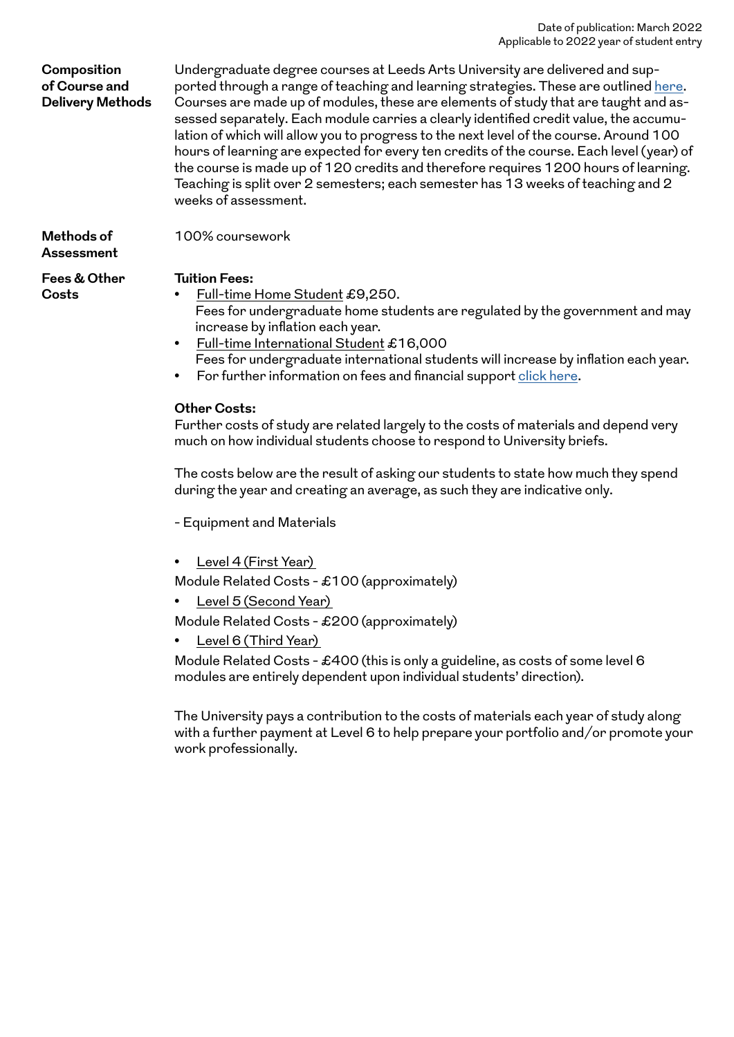Date of publication: March 2022
Applicable to 2022 year of student entry

**Composition of Course and Delivery Methods**

Undergraduate degree courses at Leeds Arts University are delivered and supported through a range of teaching and learning strategies. These are outlined here. Courses are made up of modules, these are elements of study that are taught and assessed separately. Each module carries a clearly identified credit value, the accumulation of which will allow you to progress to the next level of the course. Around 100 hours of learning are expected for every ten credits of the course. Each level (year) of the course is made up of 120 credits and therefore requires 1200 hours of learning. Teaching is split over 2 semesters; each semester has 13 weeks of teaching and 2 weeks of assessment.

**Methods of Assessment**

100% coursework

**Fees & Other Costs**

**Tuition Fees:**

- Full-time Home Student £9,250.
  Fees for undergraduate home students are regulated by the government and may increase by inflation each year.
- Full-time International Student £16,000
  Fees for undergraduate international students will increase by inflation each year.
- For further information on fees and financial support click here.

**Other Costs:**

Further costs of study are related largely to the costs of materials and depend very much on how individual students choose to respond to University briefs.

The costs below are the result of asking our students to state how much they spend during the year and creating an average, as such they are indicative only.

- Equipment and Materials

- Level 4 (First Year)

Module Related Costs - £100 (approximately)

- Level 5 (Second Year)

Module Related Costs - £200 (approximately)

- Level 6 (Third Year)

Module Related Costs - £400 (this is only a guideline, as costs of some level 6 modules are entirely dependent upon individual students' direction).

The University pays a contribution to the costs of materials each year of study along with a further payment at Level 6 to help prepare your portfolio and/or promote your work professionally.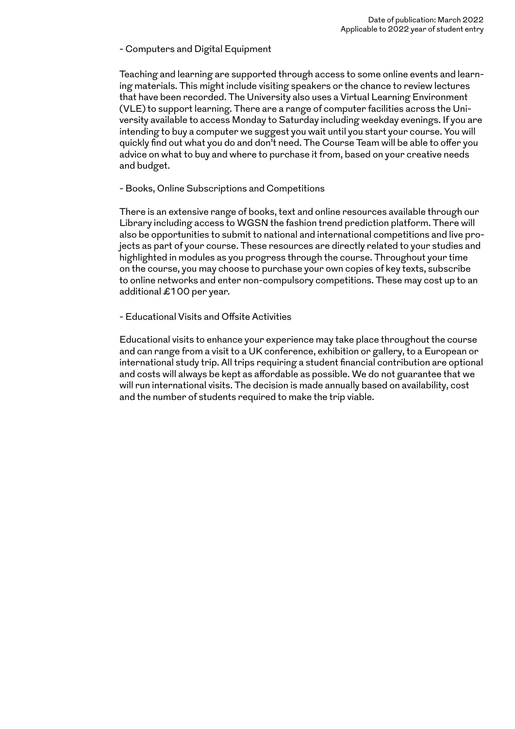- Computers and Digital Equipment

Teaching and learning are supported through access to some online events and learning materials. This might include visiting speakers or the chance to review lectures that have been recorded. The University also uses a Virtual Learning Environment (VLE) to support learning. There are a range of computer facilities across the University available to access Monday to Saturday including weekday evenings. If you are intending to buy a computer we suggest you wait until you start your course. You will quickly find out what you do and don't need. The Course Team will be able to offer you advice on what to buy and where to purchase it from, based on your creative needs and budget.

- Books, Online Subscriptions and Competitions

There is an extensive range of books, text and online resources available through our Library including access to WGSN the fashion trend prediction platform. There will also be opportunities to submit to national and international competitions and live projects as part of your course. These resources are directly related to your studies and highlighted in modules as you progress through the course. Throughout your time on the course, you may choose to purchase your own copies of key texts, subscribe to online networks and enter non-compulsory competitions. These may cost up to an additional £100 per year.

- Educational Visits and Offsite Activities

Educational visits to enhance your experience may take place throughout the course and can range from a visit to a UK conference, exhibition or gallery, to a European or international study trip. All trips requiring a student financial contribution are optional and costs will always be kept as affordable as possible. We do not guarantee that we will run international visits. The decision is made annually based on availability, cost and the number of students required to make the trip viable.